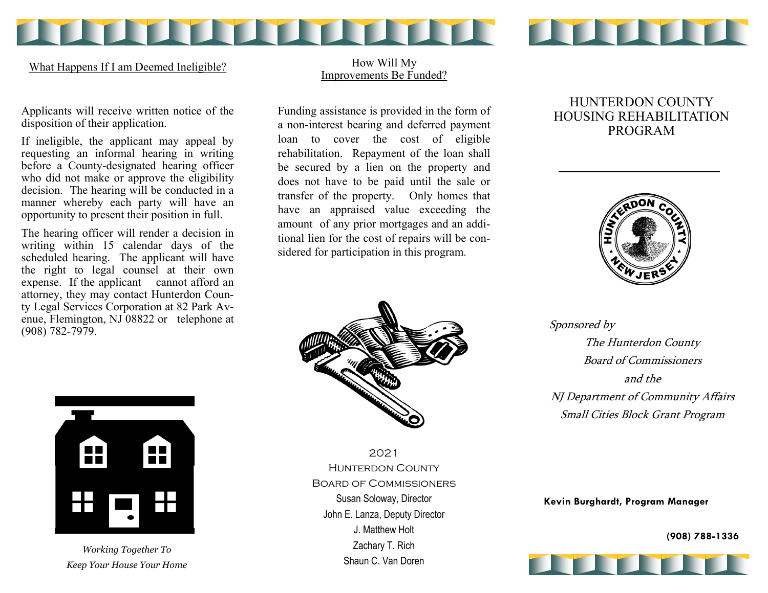## What Happens If I am Deemed Ineligible?

Applicants will receive written notice of the disposition of their application.

If ineligible, the applicant may appeal by requesting an informal hearing in writing before a County-designated hearing officer who did not make or approve the eligibility decision. The hearing will be conducted in a manner whereby each party will have an opportunity to present their position in full.

The hearing officer will render a decision in writing within 15 calendar days of the scheduled hearing. The applicant will have the right to legal counsel at their own expense. If the applicant cannot afford an attorney, they may contact Hunterdon County Legal Services Corporation at 82 Park Avenue, Flemington, NJ 08822 or telephone at (908) 782-7979.

*Working Together To Keep Your House Your Home*

## How Will My Improvements Be Funded?

Funding assistance is provided in the form of a non-interest bearing and deferred payment loan to cover the cost of eligible rehabilitation. Repayment of the loan shall be secured by a lien on the property and does not have to be paid until the sale or transfer of the property. Only homes that have an appraised value exceeding the amount of any prior mortgages and an additional lien for the cost of repairs will be considered for participation in this program.

2021
Hunterdon County
Board of Commissioners

Susan Soloway, Director
John E. Lanza, Deputy Director
J. Matthew Holt
Zachary T. Rich
Shaun C. Van Doren

# HUNTERDON COUNTY HOUSING REHABILITATION PROGRAM

HUNTERDON COUNTY ★ NEW JERSEY ★

*Sponsored by*
*The Hunterdon County*
*Board of Commissioners*
*and the*
*NJ Department of Community Affairs*
*Small Cities Block Grant Program*

**Kevin Burghardt, Program Manager**

**(908) 788-1336**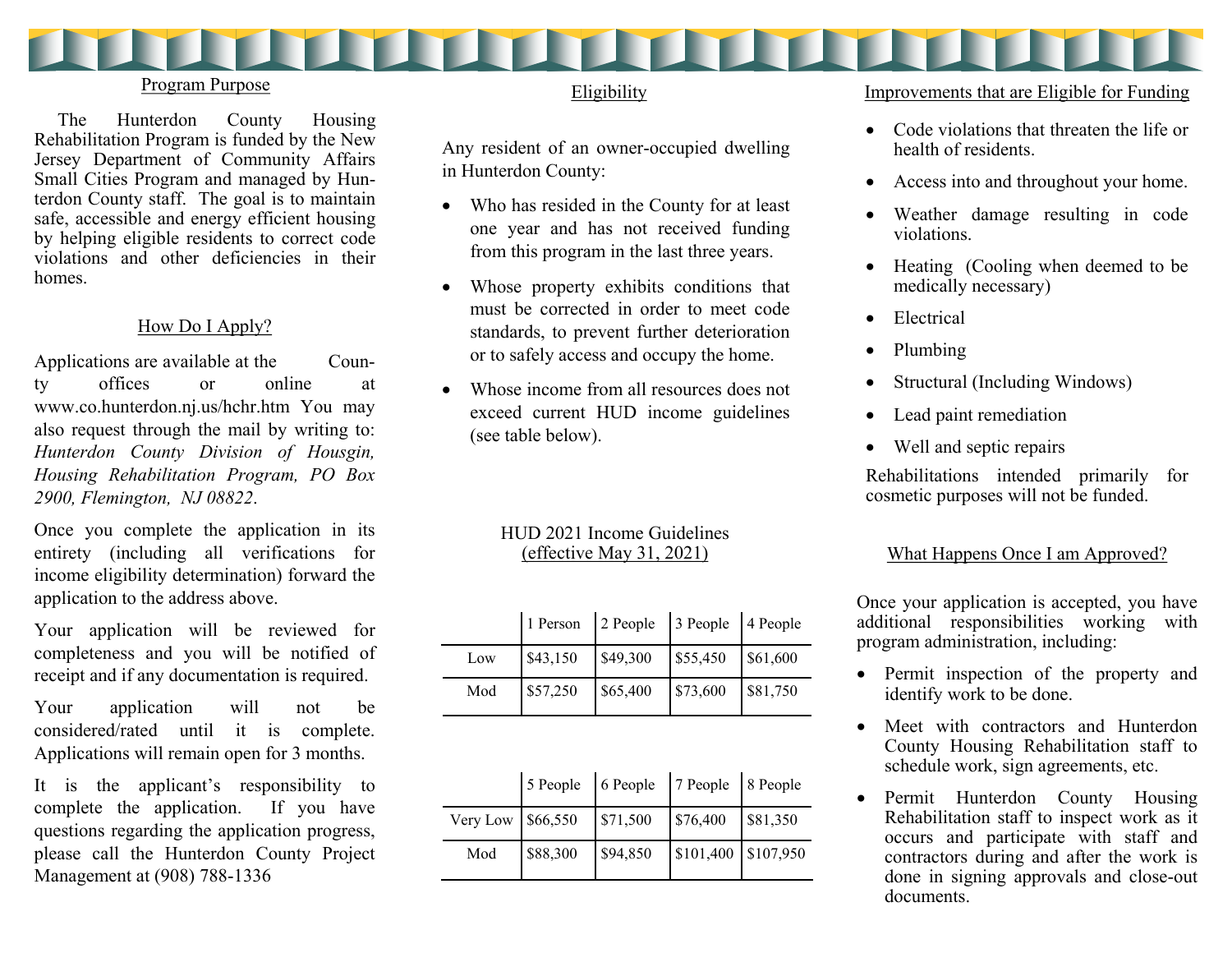## Program Purpose

The Hunterdon County Housing Rehabilitation Program is funded by the New Jersey Department of Community Affairs Small Cities Program and managed by Hunterdon County staff. The goal is to maintain safe, accessible and energy efficient housing by helping eligible residents to correct code violations and other deficiencies in their homes.

## How Do I Apply?

Applications are available at the County offices or online at www.co.hunterdon.nj.us/hchr.htm You may also request through the mail by writing to: *Hunterdon County Division of Housgin, Housing Rehabilitation Program, PO Box 2900, Flemington, NJ 08822*.

Once you complete the application in its entirety (including all verifications for income eligibility determination) forward the application to the address above.

Your application will be reviewed for completeness and you will be notified of receipt and if any documentation is required.

Your application will not be considered/rated until it is complete. Applications will remain open for 3 months.

It is the applicant's responsibility to complete the application. If you have questions regarding the application progress, please call the Hunterdon County Project Management at (908) 788-1336

## Eligibility

Any resident of an owner-occupied dwelling in Hunterdon County:

- Who has resided in the County for at least one year and has not received funding from this program in the last three years.
- Whose property exhibits conditions that must be corrected in order to meet code standards, to prevent further deterioration or to safely access and occupy the home.
- Whose income from all resources does not exceed current HUD income guidelines (see table below).

HUD 2021 Income Guidelines
(effective May 31, 2021)

| | 1 Person | 2 People | 3 People | 4 People |
|---|---|---|---|---|
| Low | $43,150 | $49,300 | $55,450 | $61,600 |
| Mod | $57,250 | $65,400 | $73,600 | $81,750 |

| | 5 People | 6 People | 7 People | 8 People |
|---|---|---|---|---|
| Very Low | $66,550 | $71,500 | $76,400 | $81,350 |
| Mod | $88,300 | $94,850 | $101,400 | $107,950 |

## Improvements that are Eligible for Funding

- Code violations that threaten the life or health of residents.
- Access into and throughout your home.
- Weather damage resulting in code violations.
- Heating (Cooling when deemed to be medically necessary)
- Electrical
- Plumbing
- Structural (Including Windows)
- Lead paint remediation
- Well and septic repairs

Rehabilitations intended primarily for cosmetic purposes will not be funded.

## What Happens Once I am Approved?

Once your application is accepted, you have additional responsibilities working with program administration, including:

- Permit inspection of the property and identify work to be done.
- Meet with contractors and Hunterdon County Housing Rehabilitation staff to schedule work, sign agreements, etc.
- Permit Hunterdon County Housing Rehabilitation staff to inspect work as it occurs and participate with staff and contractors during and after the work is done in signing approvals and close-out documents.